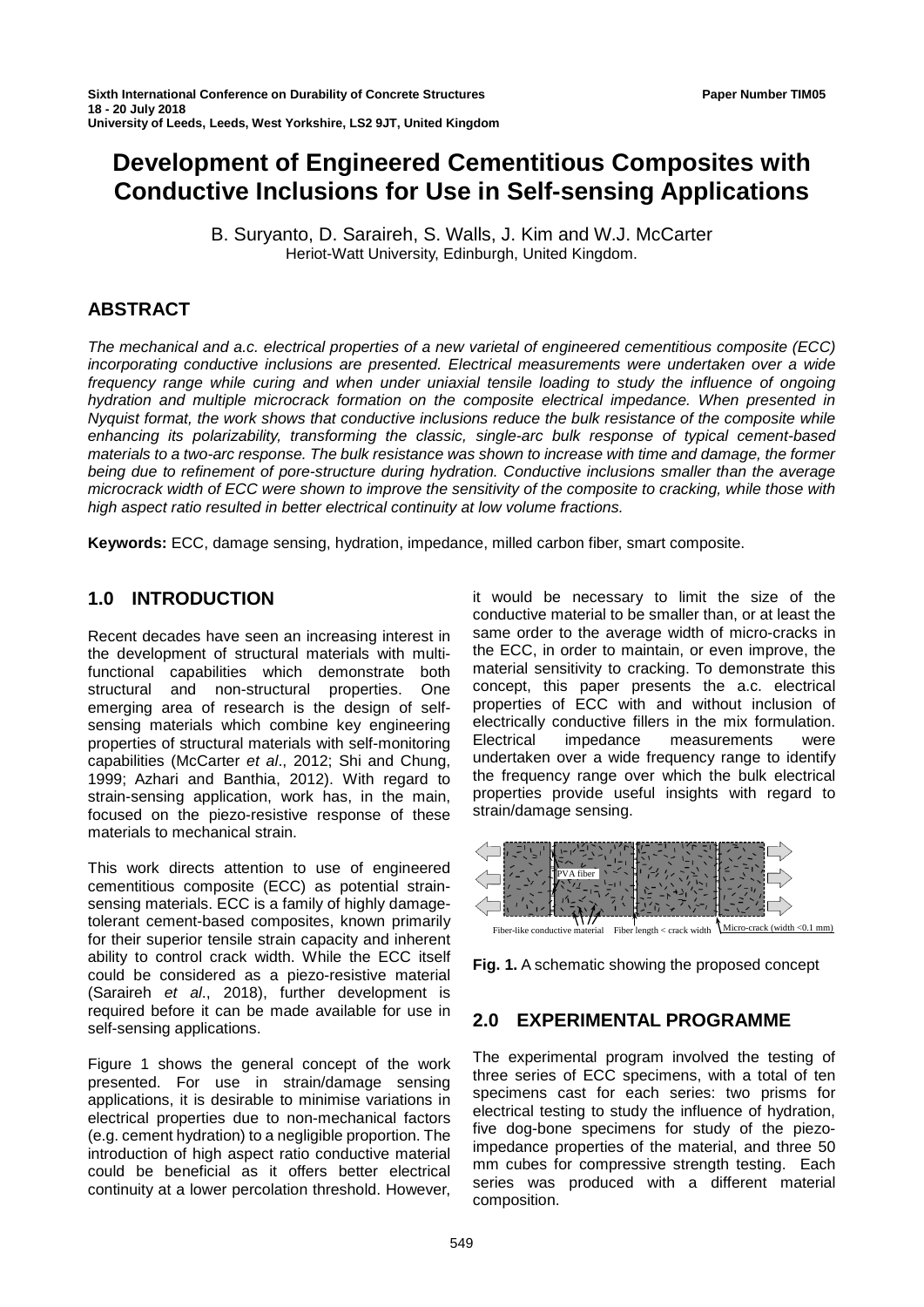# Development of Engineered Cementitious Composites with Conductive Inclusions for Use in Self-sensing Applications

B. Suryanto, D. Saraireh, S. Walls, J. Kim and W.J. McCarter
Heriot-Watt University, Edinburgh, United Kingdom.

## ABSTRACT

*The mechanical and a.c. electrical properties of a new varietal of engineered cementitious composite (ECC) incorporating conductive inclusions are presented. Electrical measurements were undertaken over a wide frequency range while curing and when under uniaxial tensile loading to study the influence of ongoing hydration and multiple microcrack formation on the composite electrical impedance. When presented in Nyquist format, the work shows that conductive inclusions reduce the bulk resistance of the composite while enhancing its polarizability, transforming the classic, single-arc bulk response of typical cement-based materials to a two-arc response. The bulk resistance was shown to increase with time and damage, the former being due to refinement of pore-structure during hydration. Conductive inclusions smaller than the average microcrack width of ECC were shown to improve the sensitivity of the composite to cracking, while those with high aspect ratio resulted in better electrical continuity at low volume fractions.*

**Keywords:** ECC, damage sensing, hydration, impedance, milled carbon fiber, smart composite.

## 1.0 INTRODUCTION

Recent decades have seen an increasing interest in the development of structural materials with multi-functional capabilities which demonstrate both structural and non-structural properties. One emerging area of research is the design of self-sensing materials which combine key engineering properties of structural materials with self-monitoring capabilities (McCarter *et al*., 2012; Shi and Chung, 1999; Azhari and Banthia, 2012). With regard to strain-sensing application, work has, in the main, focused on the piezo-resistive response of these materials to mechanical strain.

This work directs attention to use of engineered cementitious composite (ECC) as potential strain-sensing materials. ECC is a family of highly damage-tolerant cement-based composites, known primarily for their superior tensile strain capacity and inherent ability to control crack width. While the ECC itself could be considered as a piezo-resistive material (Saraireh *et al*., 2018), further development is required before it can be made available for use in self-sensing applications.

Figure 1 shows the general concept of the work presented. For use in strain/damage sensing applications, it is desirable to minimise variations in electrical properties due to non-mechanical factors (e.g. cement hydration) to a negligible proportion. The introduction of high aspect ratio conductive material could be beneficial as it offers better electrical continuity at a lower percolation threshold. However, it would be necessary to limit the size of the conductive material to be smaller than, or at least the same order to the average width of micro-cracks in the ECC, in order to maintain, or even improve, the material sensitivity to cracking. To demonstrate this concept, this paper presents the a.c. electrical properties of ECC with and without inclusion of electrically conductive fillers in the mix formulation. Electrical impedance measurements were undertaken over a wide frequency range to identify the frequency range over which the bulk electrical properties provide useful insights with regard to strain/damage sensing.

PVA fiber

Fiber-like conductive material   Fiber length < crack width   Micro-crack (width <0.1 mm)

**Fig. 1.** A schematic showing the proposed concept

## 2.0 EXPERIMENTAL PROGRAMME

The experimental program involved the testing of three series of ECC specimens, with a total of ten specimens cast for each series: two prisms for electrical testing to study the influence of hydration, five dog-bone specimens for study of the piezo-impedance properties of the material, and three 50 mm cubes for compressive strength testing. Each series was produced with a different material composition.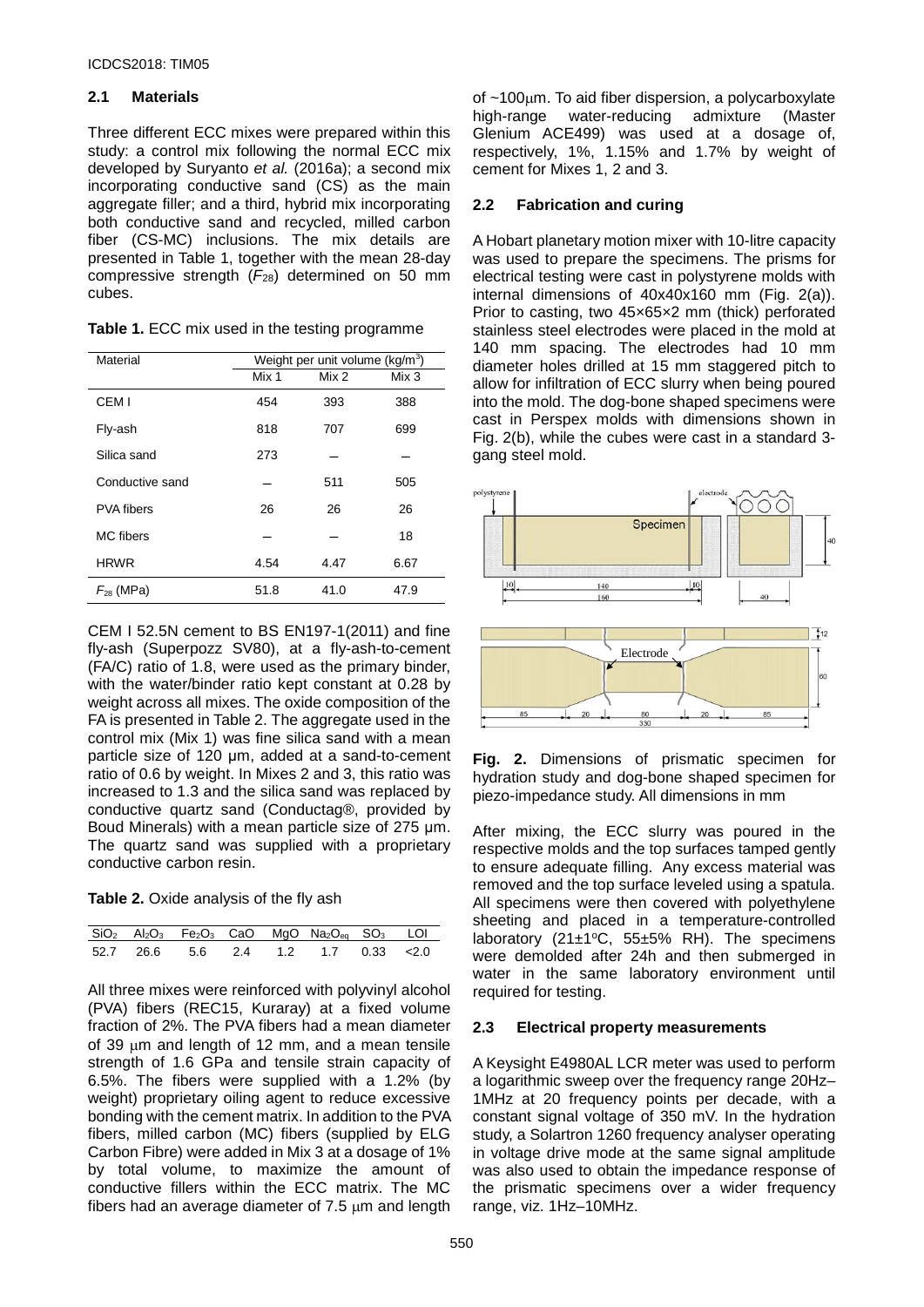### 2.1 Materials

Three different ECC mixes were prepared within this study: a control mix following the normal ECC mix developed by Suryanto *et al.* (2016a); a second mix incorporating conductive sand (CS) as the main aggregate filler; and a third, hybrid mix incorporating both conductive sand and recycled, milled carbon fiber (CS-MC) inclusions. The mix details are presented in Table 1, together with the mean 28-day compressive strength ($F_{28}$) determined on 50 mm cubes.

**Table 1.** ECC mix used in the testing programme

| Material | Weight per unit volume (kg/m$^3$) | | |
|---|---|---|---|
| | Mix 1 | Mix 2 | Mix 3 |
| CEM I | 454 | 393 | 388 |
| Fly-ash | 818 | 707 | 699 |
| Silica sand | 273 | – | – |
| Conductive sand | – | 511 | 505 |
| PVA fibers | 26 | 26 | 26 |
| MC fibers | – | – | 18 |
| HRWR | 4.54 | 4.47 | 6.67 |
| $F_{28}$ (MPa) | 51.8 | 41.0 | 47.9 |

CEM I 52.5N cement to BS EN197-1(2011) and fine fly-ash (Superpozz SV80), at a fly-ash-to-cement (FA/C) ratio of 1.8, were used as the primary binder, with the water/binder ratio kept constant at 0.28 by weight across all mixes. The oxide composition of the FA is presented in Table 2. The aggregate used in the control mix (Mix 1) was fine silica sand with a mean particle size of 120 µm, added at a sand-to-cement ratio of 0.6 by weight. In Mixes 2 and 3, this ratio was increased to 1.3 and the silica sand was replaced by conductive quartz sand (Conductag®, provided by Boud Minerals) with a mean particle size of 275 µm. The quartz sand was supplied with a proprietary conductive carbon resin.

**Table 2.** Oxide analysis of the fly ash

| $SiO_2$ | $Al_2O_3$ | $Fe_2O_3$ | CaO | MgO | $Na_2O_{eq}$ | $SO_3$ | LOI |
|---|---|---|---|---|---|---|---|
| 52.7 | 26.6 | 5.6 | 2.4 | 1.2 | 1.7 | 0.33 | <2.0 |

All three mixes were reinforced with polyvinyl alcohol (PVA) fibers (REC15, Kuraray) at a fixed volume fraction of 2%. The PVA fibers had a mean diameter of 39 µm and length of 12 mm, and a mean tensile strength of 1.6 GPa and tensile strain capacity of 6.5%. The fibers were supplied with a 1.2% (by weight) proprietary oiling agent to reduce excessive bonding with the cement matrix. In addition to the PVA fibers, milled carbon (MC) fibers (supplied by ELG Carbon Fibre) were added in Mix 3 at a dosage of 1% by total volume, to maximize the amount of conductive fillers within the ECC matrix. The MC fibers had an average diameter of 7.5 µm and length of ~100µm. To aid fiber dispersion, a polycarboxylate high-range water-reducing admixture (Master Glenium ACE499) was used at a dosage of, respectively, 1%, 1.15% and 1.7% by weight of cement for Mixes 1, 2 and 3.

### 2.2 Fabrication and curing

A Hobart planetary motion mixer with 10-litre capacity was used to prepare the specimens. The prisms for electrical testing were cast in polystyrene molds with internal dimensions of 40x40x160 mm (Fig. 2(a)). Prior to casting, two 45×65×2 mm (thick) perforated stainless steel electrodes were placed in the mold at 140 mm spacing. The electrodes had 10 mm diameter holes drilled at 15 mm staggered pitch to allow for infiltration of ECC slurry when being poured into the mold. The dog-bone shaped specimens were cast in Perspex molds with dimensions shown in Fig. 2(b), while the cubes were cast in a standard 3-gang steel mold.

**Fig. 2.** Dimensions of prismatic specimen for hydration study and dog-bone shaped specimen for piezo-impedance study. All dimensions in mm

After mixing, the ECC slurry was poured in the respective molds and the top surfaces tamped gently to ensure adequate filling. Any excess material was removed and the top surface leveled using a spatula. All specimens were then covered with polyethylene sheeting and placed in a temperature-controlled laboratory (21±1ºC, 55±5% RH). The specimens were demolded after 24h and then submerged in water in the same laboratory environment until required for testing.

### 2.3 Electrical property measurements

A Keysight E4980AL LCR meter was used to perform a logarithmic sweep over the frequency range 20Hz–1MHz at 20 frequency points per decade, with a constant signal voltage of 350 mV. In the hydration study, a Solartron 1260 frequency analyser operating in voltage drive mode at the same signal amplitude was also used to obtain the impedance response of the prismatic specimens over a wider frequency range, viz. 1Hz–10MHz.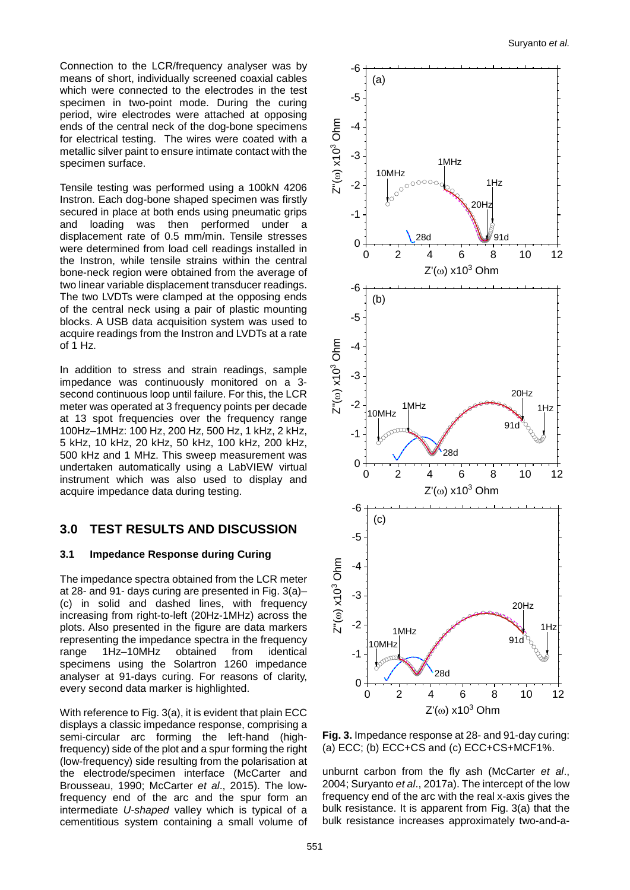Connection to the LCR/frequency analyser was by means of short, individually screened coaxial cables which were connected to the electrodes in the test specimen in two-point mode. During the curing period, wire electrodes were attached at opposing ends of the central neck of the dog-bone specimens for electrical testing. The wires were coated with a metallic silver paint to ensure intimate contact with the specimen surface.

Tensile testing was performed using a 100kN 4206 Instron. Each dog-bone shaped specimen was firstly secured in place at both ends using pneumatic grips and loading was then performed under a displacement rate of 0.5 mm/min. Tensile stresses were determined from load cell readings installed in the Instron, while tensile strains within the central bone-neck region were obtained from the average of two linear variable displacement transducer readings. The two LVDTs were clamped at the opposing ends of the central neck using a pair of plastic mounting blocks. A USB data acquisition system was used to acquire readings from the Instron and LVDTs at a rate of 1 Hz.

In addition to stress and strain readings, sample impedance was continuously monitored on a 3-second continuous loop until failure. For this, the LCR meter was operated at 3 frequency points per decade at 13 spot frequencies over the frequency range 100Hz–1MHz: 100 Hz, 200 Hz, 500 Hz, 1 kHz, 2 kHz, 5 kHz, 10 kHz, 20 kHz, 50 kHz, 100 kHz, 200 kHz, 500 kHz and 1 MHz. This sweep measurement was undertaken automatically using a LabVIEW virtual instrument which was also used to display and acquire impedance data during testing.

## 3.0 TEST RESULTS AND DISCUSSION

### 3.1 Impedance Response during Curing

The impedance spectra obtained from the LCR meter at 28- and 91- days curing are presented in Fig. 3(a)–(c) in solid and dashed lines, with frequency increasing from right-to-left (20Hz-1MHz) across the plots. Also presented in the figure are data markers representing the impedance spectra in the frequency range 1Hz–10MHz obtained from identical specimens using the Solartron 1260 impedance analyser at 91-days curing. For reasons of clarity, every second data marker is highlighted.

With reference to Fig. 3(a), it is evident that plain ECC displays a classic impedance response, comprising a semi-circular arc forming the left-hand (high-frequency) side of the plot and a spur forming the right (low-frequency) side resulting from the polarisation at the electrode/specimen interface (McCarter and Brousseau, 1990; McCarter *et al*., 2015). The low-frequency end of the arc and the spur form an intermediate *U-shaped* valley which is typical of a cementitious system containing a small volume of unburnt carbon from the fly ash (McCarter *et al*., 2004; Suryanto *et al*., 2017a). The intercept of the low frequency end of the arc with the real x-axis gives the bulk resistance. It is apparent from Fig. 3(a) that the bulk resistance increases approximately two-and-a-

**Fig. 3.** Impedance response at 28- and 91-day curing: (a) ECC; (b) ECC+CS and (c) ECC+CS+MCF1%.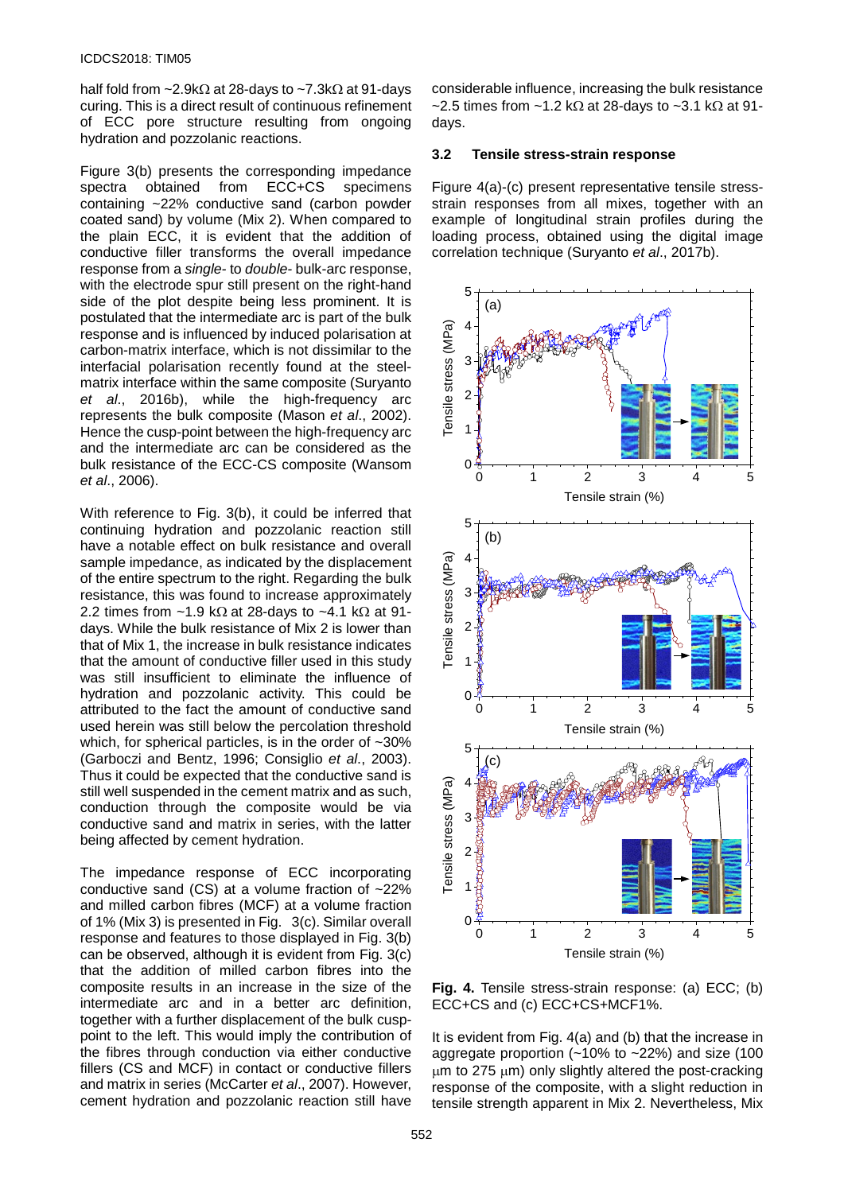half fold from ~2.9kΩ at 28-days to ~7.3kΩ at 91-days curing. This is a direct result of continuous refinement of ECC pore structure resulting from ongoing hydration and pozzolanic reactions.

Figure 3(b) presents the corresponding impedance spectra obtained from ECC+CS specimens containing ~22% conductive sand (carbon powder coated sand) by volume (Mix 2). When compared to the plain ECC, it is evident that the addition of conductive filler transforms the overall impedance response from a *single*- to *double*- bulk-arc response, with the electrode spur still present on the right-hand side of the plot despite being less prominent. It is postulated that the intermediate arc is part of the bulk response and is influenced by induced polarisation at carbon-matrix interface, which is not dissimilar to the interfacial polarisation recently found at the steel-matrix interface within the same composite (Suryanto *et al*., 2016b), while the high-frequency arc represents the bulk composite (Mason *et al*., 2002). Hence the cusp-point between the high-frequency arc and the intermediate arc can be considered as the bulk resistance of the ECC-CS composite (Wansom *et al*., 2006).

With reference to Fig. 3(b), it could be inferred that continuing hydration and pozzolanic reaction still have a notable effect on bulk resistance and overall sample impedance, as indicated by the displacement of the entire spectrum to the right. Regarding the bulk resistance, this was found to increase approximately 2.2 times from ~1.9 kΩ at 28-days to ~4.1 kΩ at 91-days. While the bulk resistance of Mix 2 is lower than that of Mix 1, the increase in bulk resistance indicates that the amount of conductive filler used in this study was still insufficient to eliminate the influence of hydration and pozzolanic activity. This could be attributed to the fact the amount of conductive sand used herein was still below the percolation threshold which, for spherical particles, is in the order of ~30% (Garboczi and Bentz, 1996; Consiglio *et al*., 2003). Thus it could be expected that the conductive sand is still well suspended in the cement matrix and as such, conduction through the composite would be via conductive sand and matrix in series, with the latter being affected by cement hydration.

The impedance response of ECC incorporating conductive sand (CS) at a volume fraction of ~22% and milled carbon fibres (MCF) at a volume fraction of 1% (Mix 3) is presented in Fig. 3(c). Similar overall response and features to those displayed in Fig. 3(b) can be observed, although it is evident from Fig. 3(c) that the addition of milled carbon fibres into the composite results in an increase in the size of the intermediate arc and in a better arc definition, together with a further displacement of the bulk cusp-point to the left. This would imply the contribution of the fibres through conduction via either conductive fillers (CS and MCF) in contact or conductive fillers and matrix in series (McCarter *et al*., 2007). However, cement hydration and pozzolanic reaction still have considerable influence, increasing the bulk resistance ~2.5 times from ~1.2 kΩ at 28-days to ~3.1 kΩ at 91-days.

### 3.2 Tensile stress-strain response

Figure 4(a)-(c) present representative tensile stress-strain responses from all mixes, together with an example of longitudinal strain profiles during the loading process, obtained using the digital image correlation technique (Suryanto *et al*., 2017b).

**Fig. 4.** Tensile stress-strain response: (a) ECC; (b) ECC+CS and (c) ECC+CS+MCF1%.

It is evident from Fig. 4(a) and (b) that the increase in aggregate proportion (~10% to ~22%) and size (100 μm to 275 μm) only slightly altered the post-cracking response of the composite, with a slight reduction in tensile strength apparent in Mix 2. Nevertheless, Mix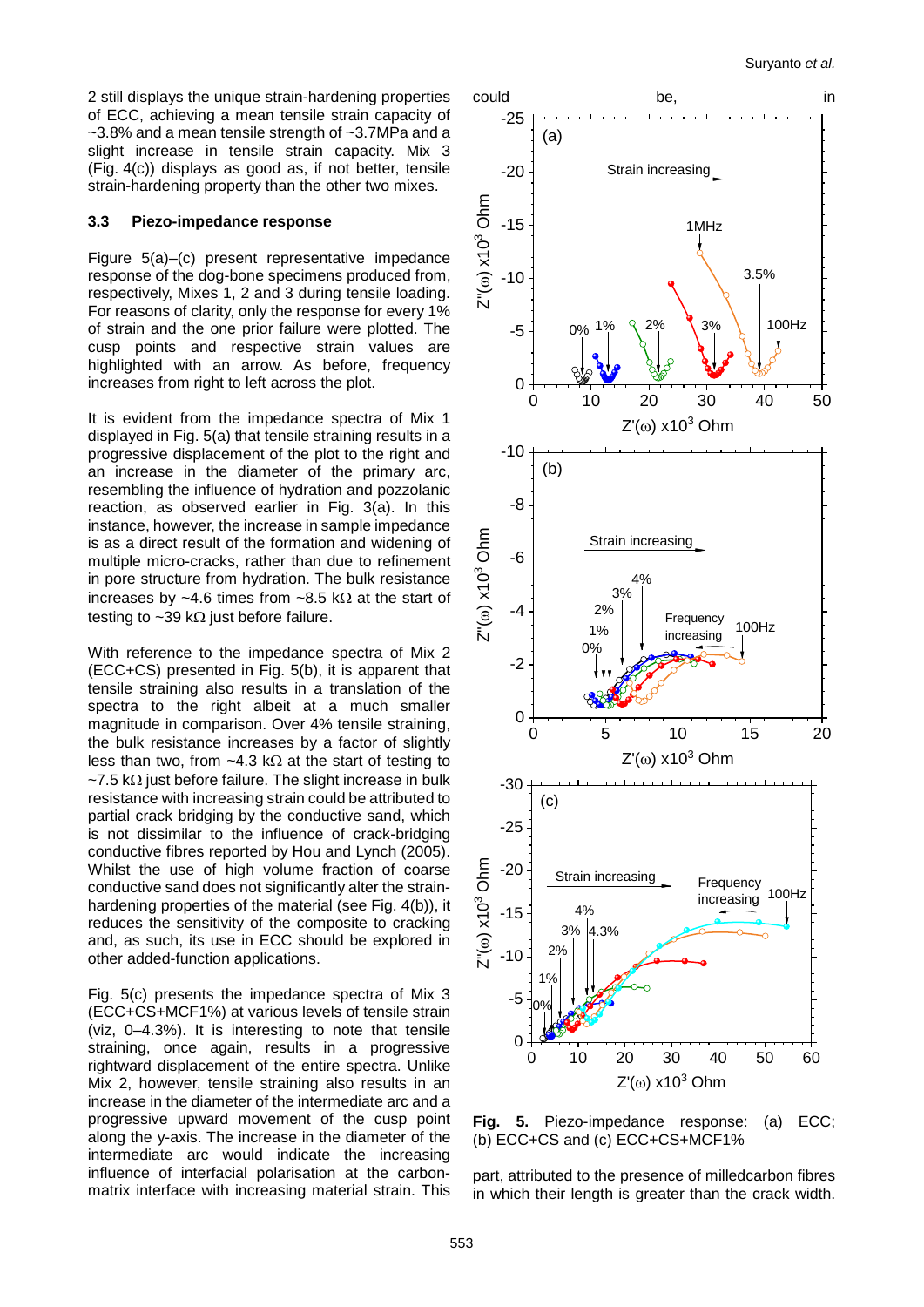2 still displays the unique strain-hardening properties of ECC, achieving a mean tensile strain capacity of ~3.8% and a mean tensile strength of ~3.7MPa and a slight increase in tensile strain capacity. Mix 3 (Fig. 4(c)) displays as good as, if not better, tensile strain-hardening property than the other two mixes.

### 3.3 Piezo-impedance response

Figure 5(a)–(c) present representative impedance response of the dog-bone specimens produced from, respectively, Mixes 1, 2 and 3 during tensile loading. For reasons of clarity, only the response for every 1% of strain and the one prior failure were plotted. The cusp points and respective strain values are highlighted with an arrow. As before, frequency increases from right to left across the plot.

It is evident from the impedance spectra of Mix 1 displayed in Fig. 5(a) that tensile straining results in a progressive displacement of the plot to the right and an increase in the diameter of the primary arc, resembling the influence of hydration and pozzolanic reaction, as observed earlier in Fig. 3(a). In this instance, however, the increase in sample impedance is as a direct result of the formation and widening of multiple micro-cracks, rather than due to refinement in pore structure from hydration. The bulk resistance increases by ~4.6 times from ~8.5 kΩ at the start of testing to ~39 kΩ just before failure.

With reference to the impedance spectra of Mix 2 (ECC+CS) presented in Fig. 5(b), it is apparent that tensile straining also results in a translation of the spectra to the right albeit at a much smaller magnitude in comparison. Over 4% tensile straining, the bulk resistance increases by a factor of slightly less than two, from ~4.3 kΩ at the start of testing to ~7.5 kΩ just before failure. The slight increase in bulk resistance with increasing strain could be attributed to partial crack bridging by the conductive sand, which is not dissimilar to the influence of crack-bridging conductive fibres reported by Hou and Lynch (2005). Whilst the use of high volume fraction of coarse conductive sand does not significantly alter the strain-hardening properties of the material (see Fig. 4(b)), it reduces the sensitivity of the composite to cracking and, as such, its use in ECC should be explored in other added-function applications.

Fig. 5(c) presents the impedance spectra of Mix 3 (ECC+CS+MCF1%) at various levels of tensile strain (viz, 0–4.3%). It is interesting to note that tensile straining, once again, results in a progressive rightward displacement of the entire spectra. Unlike Mix 2, however, tensile straining also results in an increase in the diameter of the intermediate arc and a progressive upward movement of the cusp point along the y-axis. The increase in the diameter of the intermediate arc would indicate the increasing influence of interfacial polarisation at the carbon-matrix interface with increasing material strain. This could be, in part, attributed to the presence of milledcarbon fibres in which their length is greater than the crack width.

Fig. 5. Piezo-impedance response: (a) ECC; (b) ECC+CS and (c) ECC+CS+MCF1%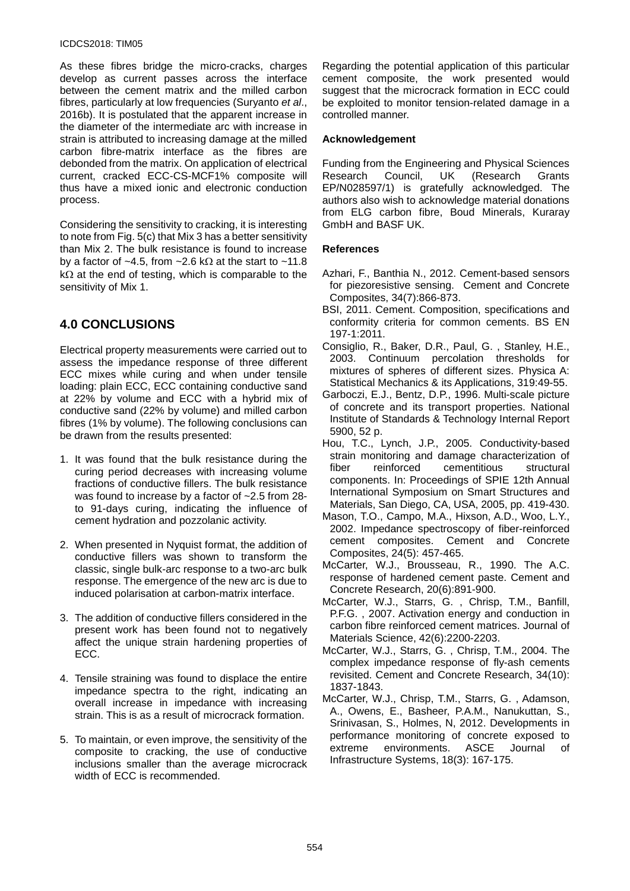As these fibres bridge the micro-cracks, charges develop as current passes across the interface between the cement matrix and the milled carbon fibres, particularly at low frequencies (Suryanto *et al*., 2016b). It is postulated that the apparent increase in the diameter of the intermediate arc with increase in strain is attributed to increasing damage at the milled carbon fibre-matrix interface as the fibres are debonded from the matrix. On application of electrical current, cracked ECC-CS-MCF1% composite will thus have a mixed ionic and electronic conduction process.

Considering the sensitivity to cracking, it is interesting to note from Fig. 5(c) that Mix 3 has a better sensitivity than Mix 2. The bulk resistance is found to increase by a factor of ~4.5, from ~2.6 kΩ at the start to ~11.8 kΩ at the end of testing, which is comparable to the sensitivity of Mix 1.

## 4.0 CONCLUSIONS

Electrical property measurements were carried out to assess the impedance response of three different ECC mixes while curing and when under tensile loading: plain ECC, ECC containing conductive sand at 22% by volume and ECC with a hybrid mix of conductive sand (22% by volume) and milled carbon fibres (1% by volume). The following conclusions can be drawn from the results presented:

1. It was found that the bulk resistance during the curing period decreases with increasing volume fractions of conductive fillers. The bulk resistance was found to increase by a factor of ~2.5 from 28- to 91-days curing, indicating the influence of cement hydration and pozzolanic activity.

2. When presented in Nyquist format, the addition of conductive fillers was shown to transform the classic, single bulk-arc response to a two-arc bulk response. The emergence of the new arc is due to induced polarisation at carbon-matrix interface.

3. The addition of conductive fillers considered in the present work has been found not to negatively affect the unique strain hardening properties of ECC.

4. Tensile straining was found to displace the entire impedance spectra to the right, indicating an overall increase in impedance with increasing strain. This is as a result of microcrack formation.

5. To maintain, or even improve, the sensitivity of the composite to cracking, the use of conductive inclusions smaller than the average microcrack width of ECC is recommended.

Regarding the potential application of this particular cement composite, the work presented would suggest that the microcrack formation in ECC could be exploited to monitor tension-related damage in a controlled manner.

### Acknowledgement

Funding from the Engineering and Physical Sciences Research Council, UK (Research Grants EP/N028597/1) is gratefully acknowledged. The authors also wish to acknowledge material donations from ELG carbon fibre, Boud Minerals, Kuraray GmbH and BASF UK.

### References

Azhari, F., Banthia N., 2012. Cement-based sensors for piezoresistive sensing. Cement and Concrete Composites, 34(7):866-873.

BSI, 2011. Cement. Composition, specifications and conformity criteria for common cements. BS EN 197-1:2011.

Consiglio, R., Baker, D.R., Paul, G. , Stanley, H.E., 2003. Continuum percolation thresholds for mixtures of spheres of different sizes. Physica A: Statistical Mechanics & its Applications, 319:49-55.

Garboczi, E.J., Bentz, D.P., 1996. Multi-scale picture of concrete and its transport properties. National Institute of Standards & Technology Internal Report 5900, 52 p.

Hou, T.C., Lynch, J.P., 2005. Conductivity-based strain monitoring and damage characterization of fiber reinforced cementitious structural components. In: Proceedings of SPIE 12th Annual International Symposium on Smart Structures and Materials, San Diego, CA, USA, 2005, pp. 419-430.

Mason, T.O., Campo, M.A., Hixson, A.D., Woo, L.Y., 2002. Impedance spectroscopy of fiber-reinforced cement composites. Cement and Concrete Composites, 24(5): 457-465.

McCarter, W.J., Brousseau, R., 1990. The A.C. response of hardened cement paste. Cement and Concrete Research, 20(6):891-900.

McCarter, W.J., Starrs, G. , Chrisp, T.M., Banfill, P.F.G. , 2007. Activation energy and conduction in carbon fibre reinforced cement matrices. Journal of Materials Science, 42(6):2200-2203.

McCarter, W.J., Starrs, G. , Chrisp, T.M., 2004. The complex impedance response of fly-ash cements revisited. Cement and Concrete Research, 34(10): 1837-1843.

McCarter, W.J., Chrisp, T.M., Starrs, G. , Adamson, A., Owens, E., Basheer, P.A.M., Nanukuttan, S., Srinivasan, S., Holmes, N, 2012. Developments in performance monitoring of concrete exposed to extreme environments. ASCE Journal of Infrastructure Systems, 18(3): 167-175.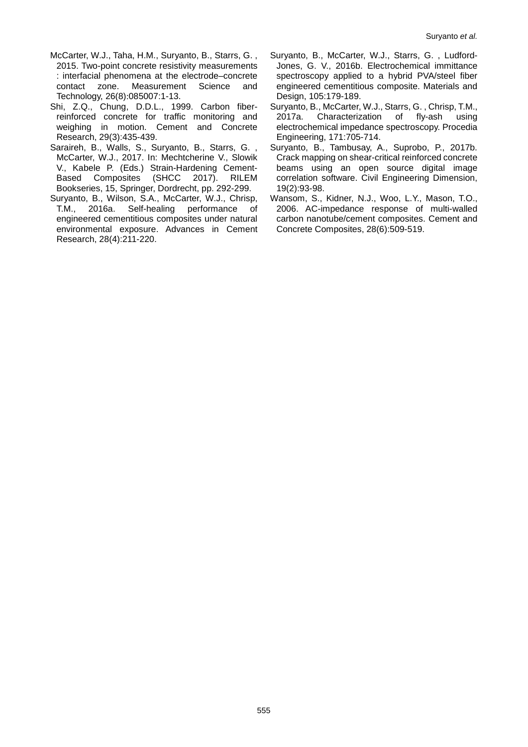McCarter, W.J., Taha, H.M., Suryanto, B., Starrs, G. , 2015. Two-point concrete resistivity measurements : interfacial phenomena at the electrode–concrete contact zone. Measurement Science and Technology, 26(8):085007:1-13.

Shi, Z.Q., Chung, D.D.L., 1999. Carbon fiber-reinforced concrete for traffic monitoring and weighing in motion. Cement and Concrete Research, 29(3):435-439.

Saraireh, B., Walls, S., Suryanto, B., Starrs, G. , McCarter, W.J., 2017. In: Mechtcherine V., Slowik V., Kabele P. (Eds.) Strain-Hardening Cement-Based Composites (SHCC 2017). RILEM Bookseries, 15, Springer, Dordrecht, pp. 292-299.

Suryanto, B., Wilson, S.A., McCarter, W.J., Chrisp, T.M., 2016a. Self-healing performance of engineered cementitious composites under natural environmental exposure. Advances in Cement Research, 28(4):211-220.

Suryanto, B., McCarter, W.J., Starrs, G. , Ludford-Jones, G. V., 2016b. Electrochemical immittance spectroscopy applied to a hybrid PVA/steel fiber engineered cementitious composite. Materials and Design, 105:179-189.

Suryanto, B., McCarter, W.J., Starrs, G. , Chrisp, T.M., 2017a. Characterization of fly-ash using electrochemical impedance spectroscopy. Procedia Engineering, 171:705-714.

Suryanto, B., Tambusay, A., Suprobo, P., 2017b. Crack mapping on shear-critical reinforced concrete beams using an open source digital image correlation software. Civil Engineering Dimension, 19(2):93-98.

Wansom, S., Kidner, N.J., Woo, L.Y., Mason, T.O., 2006. AC-impedance response of multi-walled carbon nanotube/cement composites. Cement and Concrete Composites, 28(6):509-519.